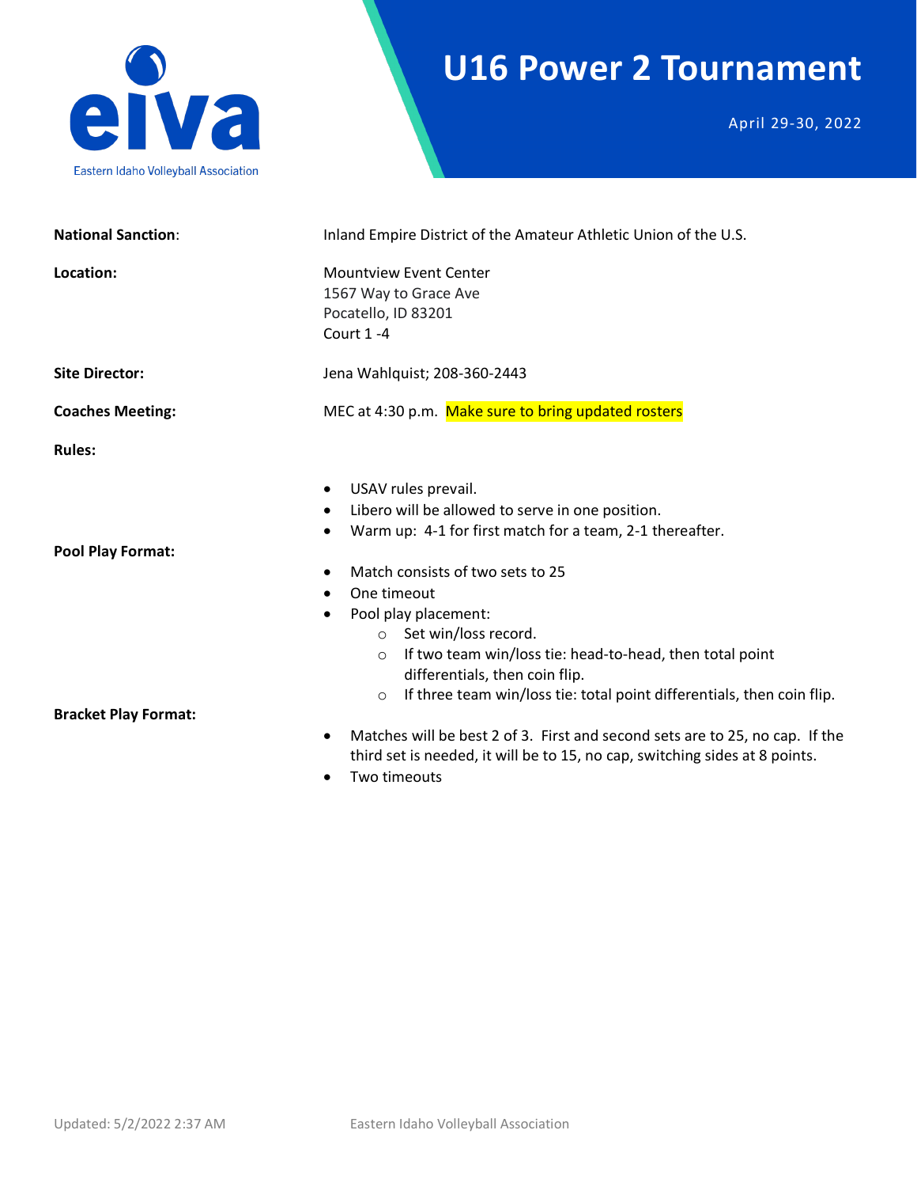eiva

Eastern Idaho Volleyball Association

# U16 Power 2 Tournament

April 29-30, 2022

**National Sanction**: Inland Empire District of the Amateur Athletic Union of the U.S.

**Location:** Mountview Event Center
1567 Way to Grace Ave
Pocatello, ID 83201
Court 1 -4

**Site Director:** Jena Wahlquist; 208-360-2443

**Coaches Meeting:** MEC at 4:30 p.m. Make sure to bring updated rosters

**Rules:**

- USAV rules prevail.
- Libero will be allowed to serve in one position.
- Warm up: 4-1 for first match for a team, 2-1 thereafter.

**Pool Play Format:**

- Match consists of two sets to 25
- One timeout
- Pool play placement:
  - Set win/loss record.
  - If two team win/loss tie: head-to-head, then total point differentials, then coin flip.
  - If three team win/loss tie: total point differentials, then coin flip.

**Bracket Play Format:**

- Matches will be best 2 of 3. First and second sets are to 25, no cap. If the third set is needed, it will be to 15, no cap, switching sides at 8 points.
- Two timeouts

Updated: 5/2/2022 2:37 AM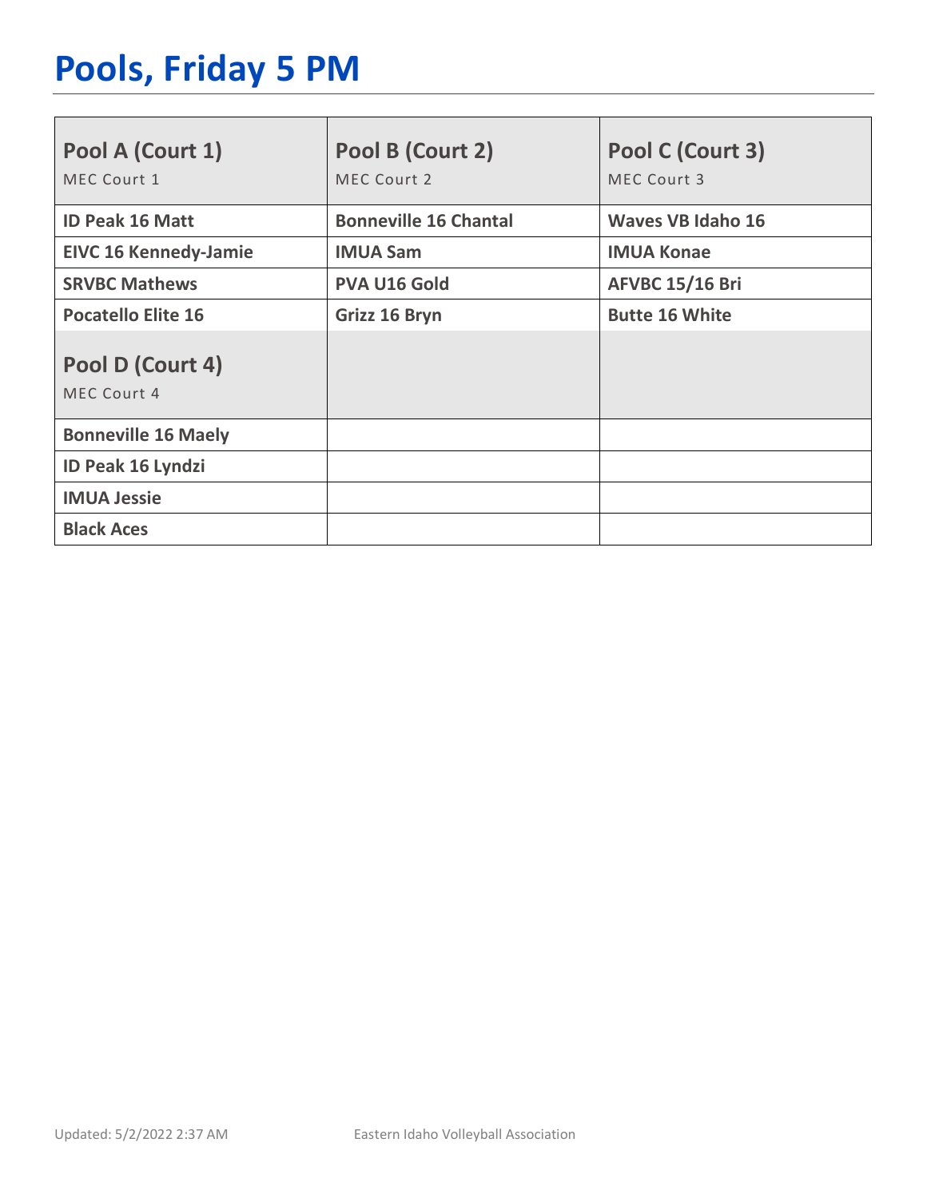# Pools, Friday 5 PM

| Pool A (Court 1)<br>MEC Court 1 | Pool B (Court 2)<br>MEC Court 2 | Pool C (Court 3)<br>MEC Court 3 |
|---|---|---|
| **ID Peak 16 Matt** | **Bonneville 16 Chantal** | **Waves VB Idaho 16** |
| **EIVC 16 Kennedy-Jamie** | **IMUA Sam** | **IMUA Konae** |
| **SRVBC Mathews** | **PVA U16 Gold** | **AFVBC 15/16 Bri** |
| **Pocatello Elite 16** | **Grizz 16 Bryn** | **Butte 16 White** |
| **Pool D (Court 4)**<br>MEC Court 4 | | |
| **Bonneville 16 Maely** | | |
| **ID Peak 16 Lyndzi** | | |
| **IMUA Jessie** | | |
| **Black Aces** | | |

Updated: 5/2/2022 2:37 AM Eastern Idaho Volleyball Association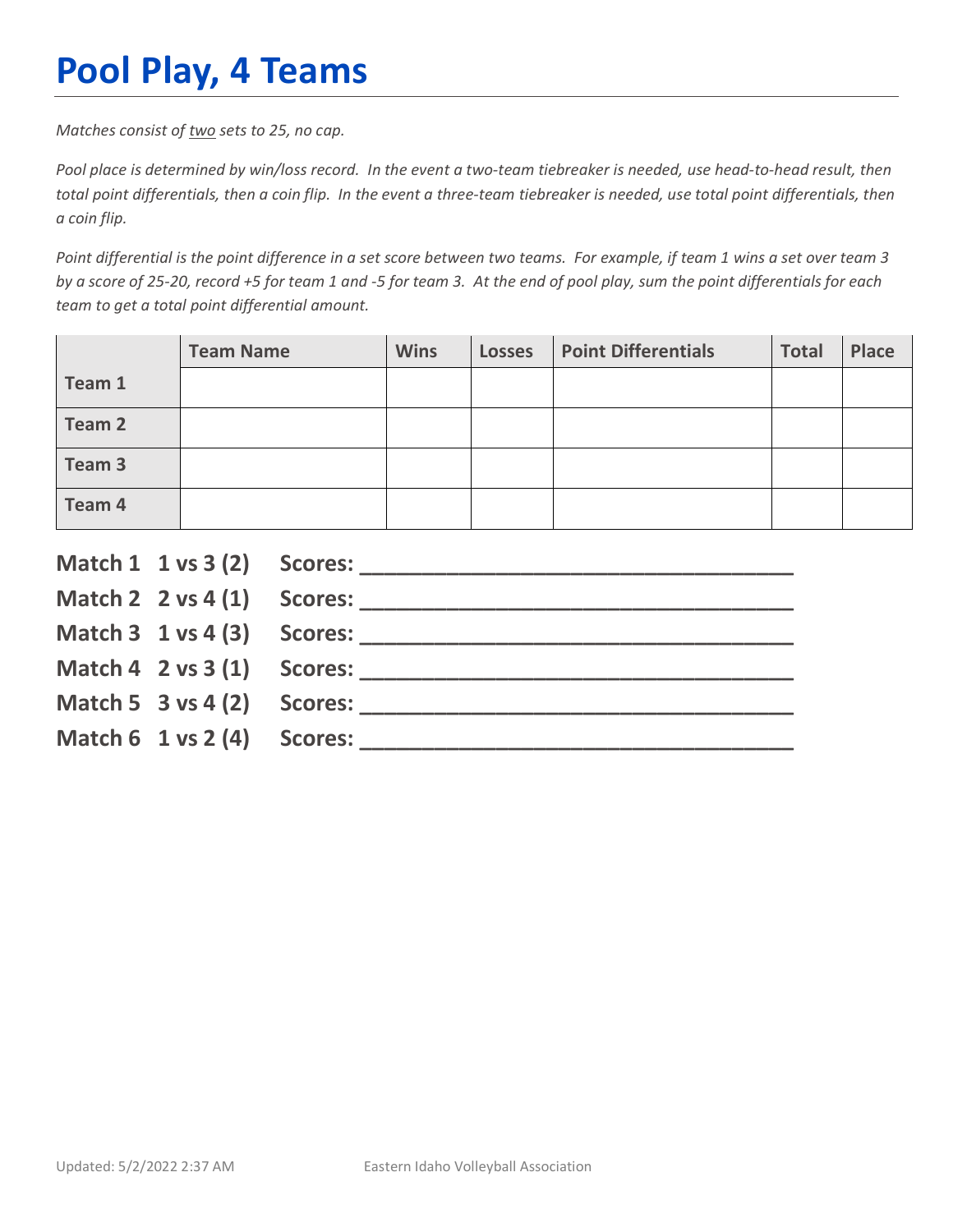# Pool Play, 4 Teams

*Matches consist of two sets to 25, no cap.*

*Pool place is determined by win/loss record. In the event a two-team tiebreaker is needed, use head-to-head result, then total point differentials, then a coin flip. In the event a three-team tiebreaker is needed, use total point differentials, then a coin flip.*

*Point differential is the point difference in a set score between two teams. For example, if team 1 wins a set over team 3 by a score of 25-20, record +5 for team 1 and -5 for team 3. At the end of pool play, sum the point differentials for each team to get a total point differential amount.*

| | Team Name | Wins | Losses | Point Differentials | Total | Place |
|---|---|---|---|---|---|---|
| **Team 1** | | | | | | |
| **Team 2** | | | | | | |
| **Team 3** | | | | | | |
| **Team 4** | | | | | | |

**Match 1 1 vs 3 (2) Scores: ___________________________________**

**Match 2 2 vs 4 (1) Scores: ___________________________________**

**Match 3 1 vs 4 (3) Scores: ___________________________________**

**Match 4 2 vs 3 (1) Scores: ___________________________________**

**Match 5 3 vs 4 (2) Scores: ___________________________________**

**Match 6 1 vs 2 (4) Scores: ___________________________________**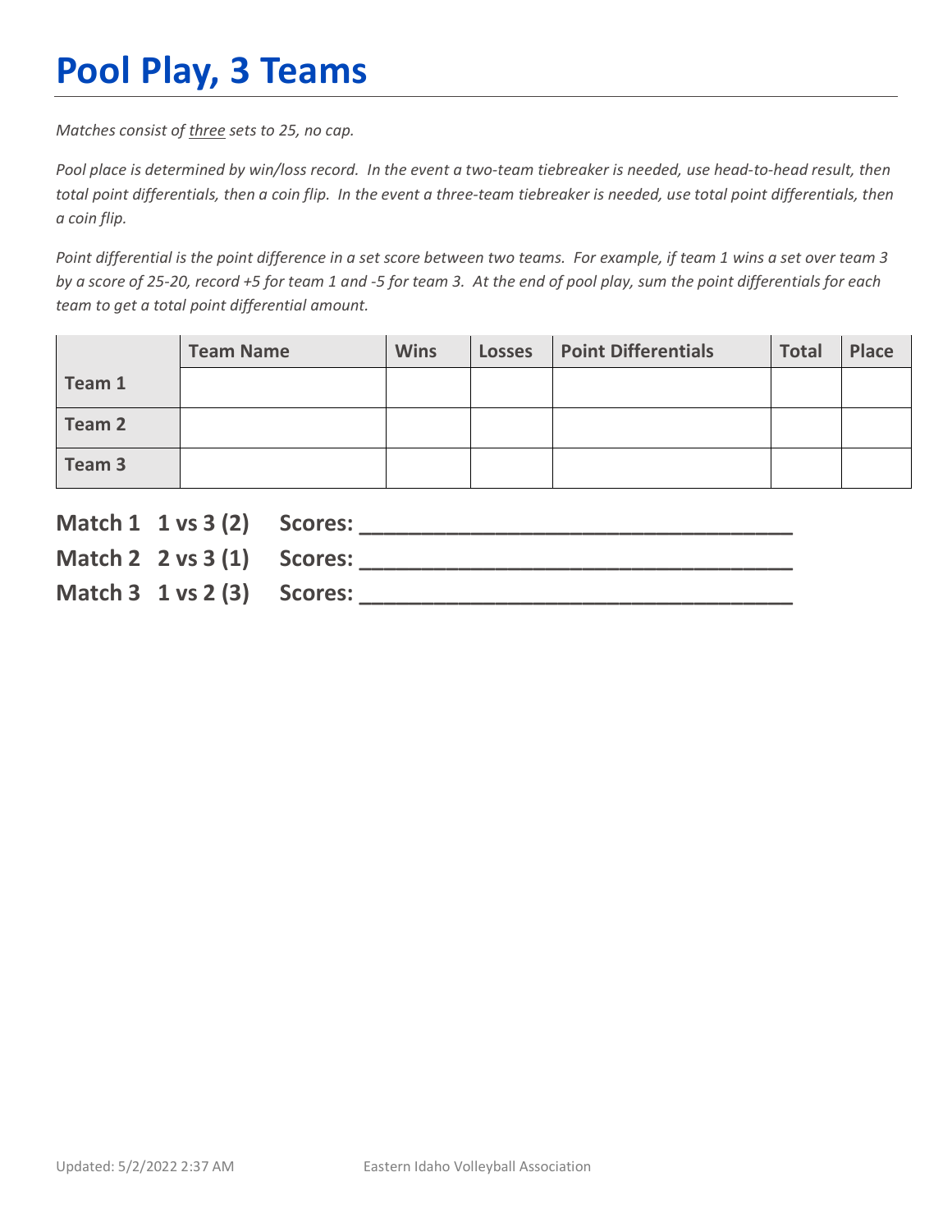# Pool Play, 3 Teams

*Matches consist of <u>three</u> sets to 25, no cap.*

*Pool place is determined by win/loss record. In the event a two-team tiebreaker is needed, use head-to-head result, then total point differentials, then a coin flip. In the event a three-team tiebreaker is needed, use total point differentials, then a coin flip.*

*Point differential is the point difference in a set score between two teams. For example, if team 1 wins a set over team 3 by a score of 25-20, record +5 for team 1 and -5 for team 3. At the end of pool play, sum the point differentials for each team to get a total point differential amount.*

| | Team Name | Wins | Losses | Point Differentials | Total | Place |
|---|---|---|---|---|---|---|
| **Team 1** | | | | | | |
| **Team 2** | | | | | | |
| **Team 3** | | | | | | |

**Match 1 1 vs 3 (2) Scores: ___________________________________**
**Match 2 2 vs 3 (1) Scores: ___________________________________**
**Match 3 1 vs 2 (3) Scores: ___________________________________**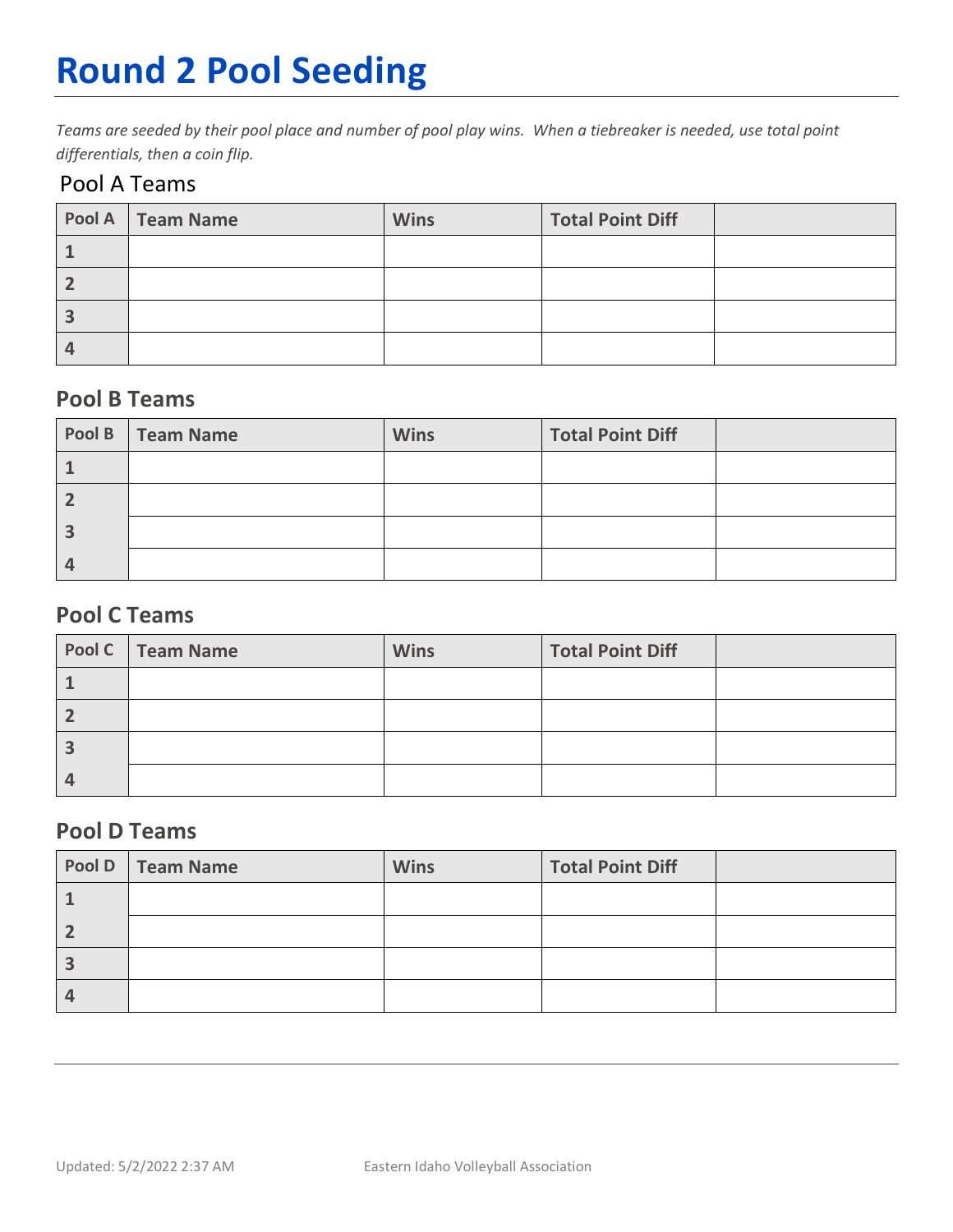# Round 2 Pool Seeding

*Teams are seeded by their pool place and number of pool play wins. When a tiebreaker is needed, use total point differentials, then a coin flip.*

## Pool A Teams

| Pool A | Team Name | Wins | Total Point Diff | |
|---|---|---|---|---|
| 1 | | | | |
| 2 | | | | |
| 3 | | | | |
| 4 | | | | |

## Pool B Teams

| Pool B | Team Name | Wins | Total Point Diff | |
|---|---|---|---|---|
| 1 | | | | |
| 2 | | | | |
| 3 | | | | |
| 4 | | | | |

## Pool C Teams

| Pool C | Team Name | Wins | Total Point Diff | |
|---|---|---|---|---|
| 1 | | | | |
| 2 | | | | |
| 3 | | | | |
| 4 | | | | |

## Pool D Teams

| Pool D | Team Name | Wins | Total Point Diff | |
|---|---|---|---|---|
| 1 | | | | |
| 2 | | | | |
| 3 | | | | |
| 4 | | | | |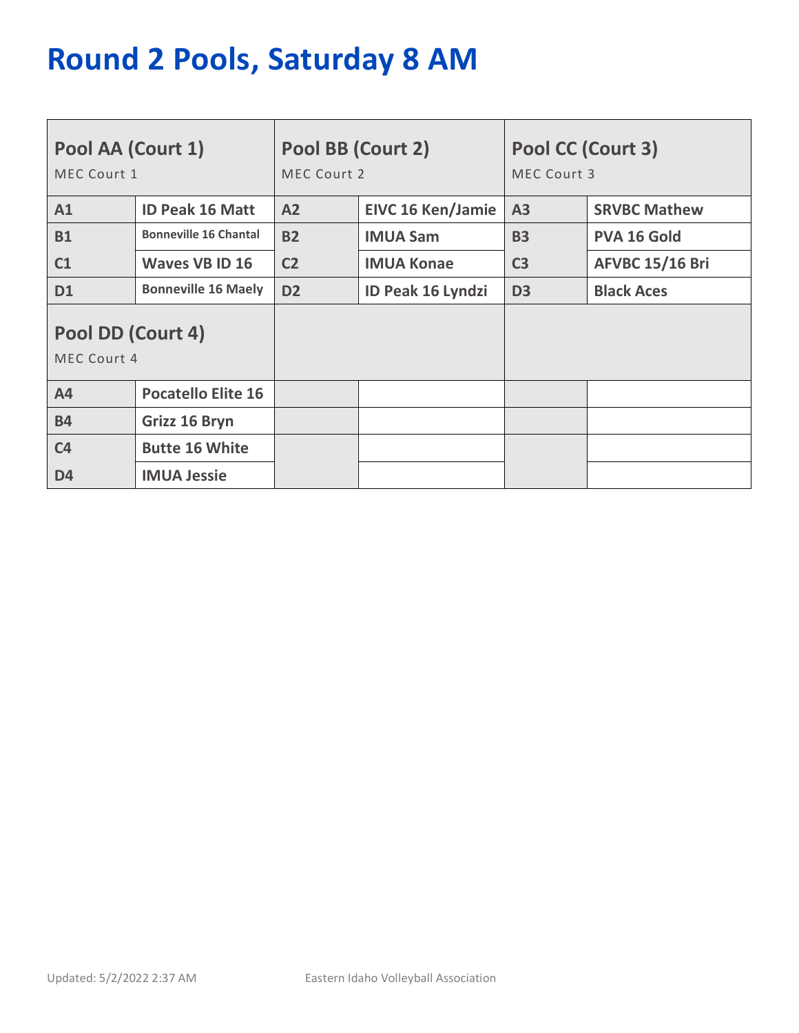# Round 2 Pools, Saturday 8 AM

| Pool AA (Court 1) MEC Court 1 | | Pool BB (Court 2) MEC Court 2 | | Pool CC (Court 3) MEC Court 3 | |
|---|---|---|---|---|---|
| A1 | ID Peak 16 Matt | A2 | EIVC 16 Ken/Jamie | A3 | SRVBC Mathew |
| B1 | Bonneville 16 Chantal | B2 | IMUA Sam | B3 | PVA 16 Gold |
| C1 | Waves VB ID 16 | C2 | IMUA Konae | C3 | AFVBC 15/16 Bri |
| D1 | Bonneville 16 Maely | D2 | ID Peak 16 Lyndzi | D3 | Black Aces |
| **Pool DD (Court 4)** MEC Court 4 | | | | | |
| A4 | Pocatello Elite 16 | | | | |
| B4 | Grizz 16 Bryn | | | | |
| C4 | Butte 16 White | | | | |
| D4 | IMUA Jessie | | | | |

Updated: 5/2/2022 2:37 AM Eastern Idaho Volleyball Association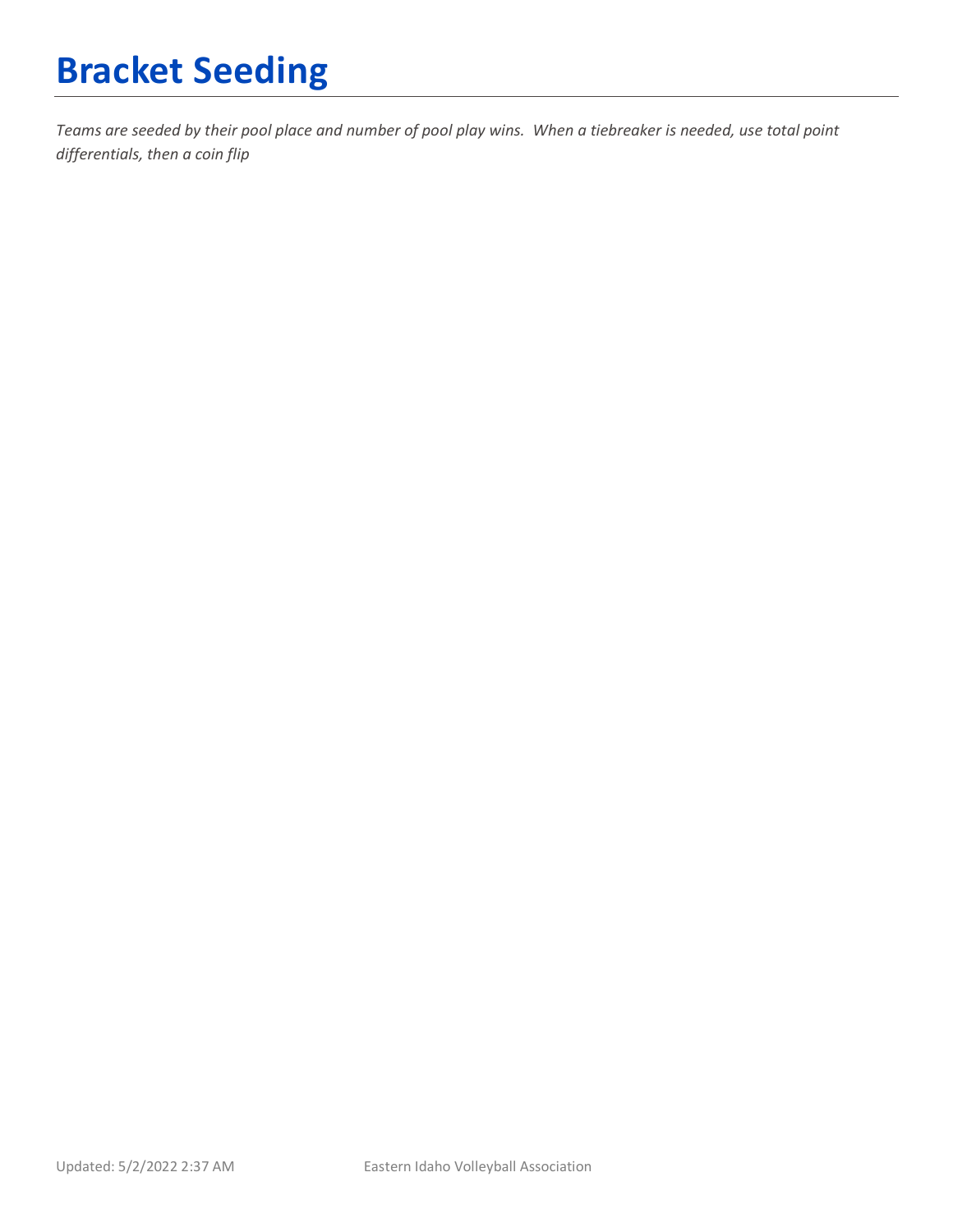# Bracket Seeding

*Teams are seeded by their pool place and number of pool play wins. When a tiebreaker is needed, use total point differentials, then a coin flip*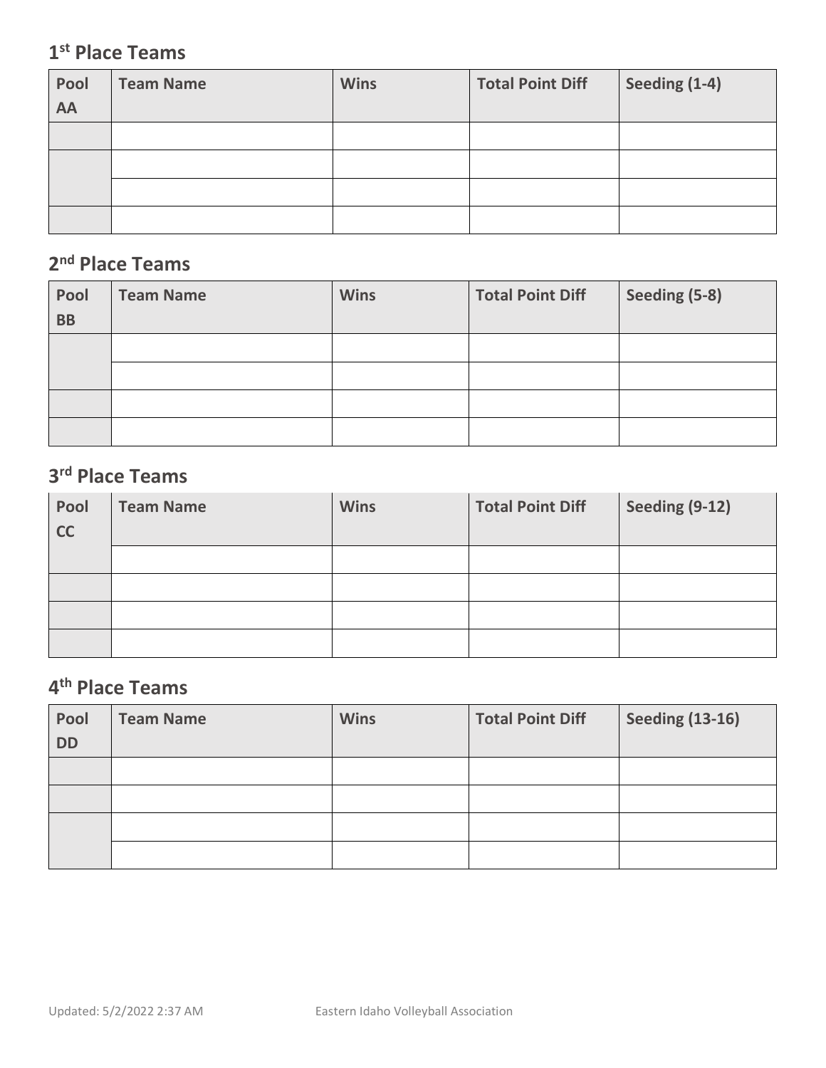## 1st Place Teams

| Pool AA | Team Name | Wins | Total Point Diff | Seeding (1-4) |
|---|---|---|---|---|
| | | | | |
| | | | | |
| | | | | |
| | | | | |

## 2nd Place Teams

| Pool BB | Team Name | Wins | Total Point Diff | Seeding (5-8) |
|---|---|---|---|---|
| | | | | |
| | | | | |
| | | | | |
| | | | | |

## 3rd Place Teams

| Pool CC | Team Name | Wins | Total Point Diff | Seeding (9-12) |
|---|---|---|---|---|
| | | | | |
| | | | | |
| | | | | |
| | | | | |

## 4th Place Teams

| Pool DD | Team Name | Wins | Total Point Diff | Seeding (13-16) |
|---|---|---|---|---|
| | | | | |
| | | | | |
| | | | | |
| | | | | |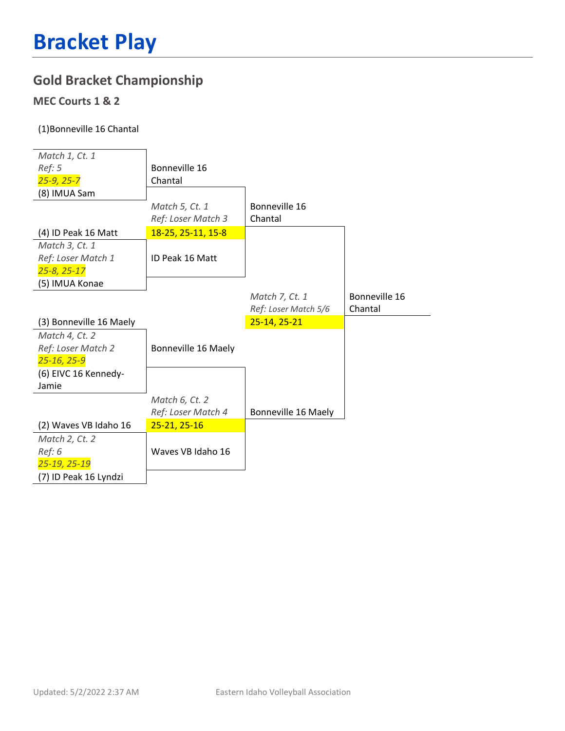# Bracket Play

## Gold Bracket Championship

### MEC Courts 1 & 2

(1)Bonneville 16 Chantal

*Match 1, Ct. 1*
*Ref: 5*
*25-9, 25-7*
(8) IMUA Sam

Bonneville 16 Chantal

*Match 5, Ct. 1*
*Ref: Loser Match 3*
18-25, 25-11, 15-8

(4) ID Peak 16 Matt

*Match 3, Ct. 1*
*Ref: Loser Match 1*
*25-8, 25-17*
(5) IMUA Konae

ID Peak 16 Matt

Bonneville 16 Chantal

*Match 7, Ct. 1*
*Ref: Loser Match 5/6*
25-14, 25-21

Bonneville 16 Chantal

(3) Bonneville 16 Maely

*Match 4, Ct. 2*
*Ref: Loser Match 2*
*25-16, 25-9*
(6) EIVC 16 Kennedy-Jamie

Bonneville 16 Maely

*Match 6, Ct. 2*
*Ref: Loser Match 4*
25-21, 25-16

Bonneville 16 Maely

(2) Waves VB Idaho 16

*Match 2, Ct. 2*
*Ref: 6*
*25-19, 25-19*
(7) ID Peak 16 Lyndzi

Waves VB Idaho 16

Updated: 5/2/2022 2:37 AM

Eastern Idaho Volleyball Association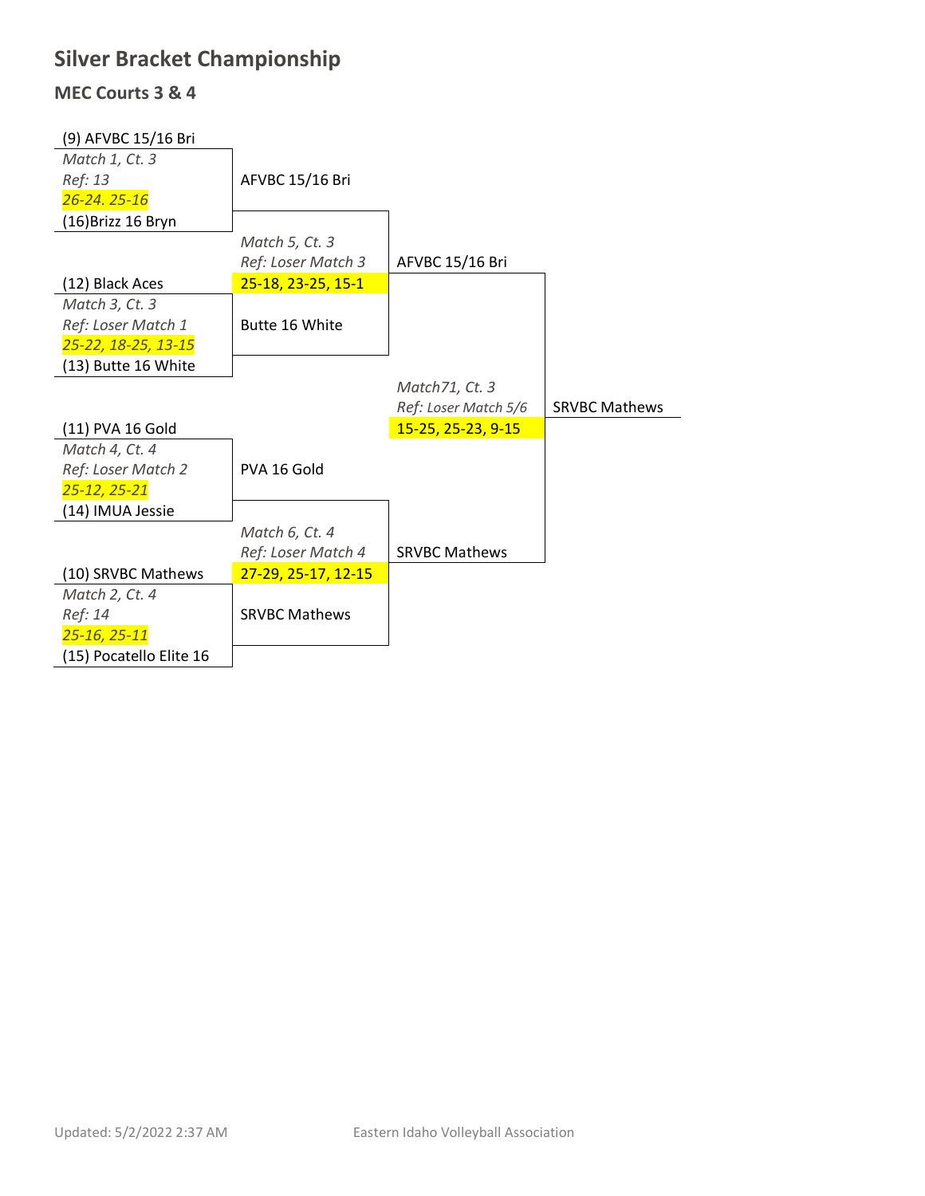# Silver Bracket Championship

## MEC Courts 3 & 4

(9) AFVBC 15/16 Bri

*Match 1, Ct. 3*
*Ref: 13*
*26-24. 25-16*

(16)Brizz 16 Bryn

AFVBC 15/16 Bri

*Match 5, Ct. 3*
*Ref: Loser Match 3*
25-18, 23-25, 15-1

AFVBC 15/16 Bri

(12) Black Aces

*Match 3, Ct. 3*
*Ref: Loser Match 1*
*25-22, 18-25, 13-15*

(13) Butte 16 White

Butte 16 White

*Match71, Ct. 3*
*Ref: Loser Match 5/6*
15-25, 25-23, 9-15

SRVBC Mathews

(11) PVA 16 Gold

*Match 4, Ct. 4*
*Ref: Loser Match 2*
*25-12, 25-21*

(14) IMUA Jessie

PVA 16 Gold

*Match 6, Ct. 4*
*Ref: Loser Match 4*
27-29, 25-17, 12-15

SRVBC Mathews

(10) SRVBC Mathews

*Match 2, Ct. 4*
*Ref: 14*
*25-16, 25-11*

(15) Pocatello Elite 16

SRVBC Mathews

Updated: 5/2/2022 2:37 AM

Eastern Idaho Volleyball Association